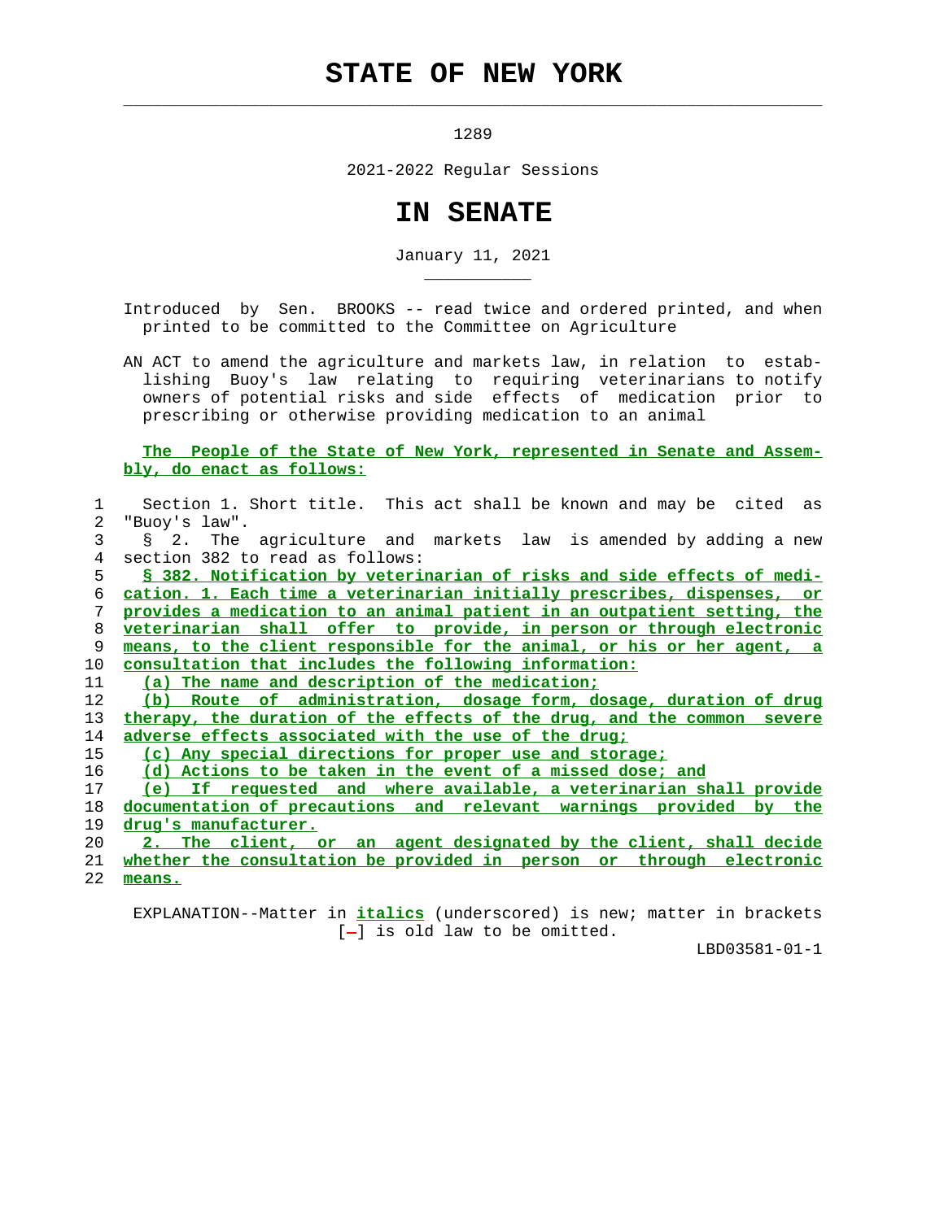# STATE OF NEW YORK

1289

2021-2022 Regular Sessions

# IN SENATE

January 11, 2021

Introduced by Sen. BROOKS -- read twice and ordered printed, and when printed to be committed to the Committee on Agriculture

AN ACT to amend the agriculture and markets law, in relation to establishing Buoy's law relating to requiring veterinarians to notify owners of potential risks and side effects of medication prior to prescribing or otherwise providing medication to an animal

The People of the State of New York, represented in Senate and Assembly, do enact as follows:

Section 1. Short title. This act shall be known and may be cited as "Buoy's law".

§ 2. The agriculture and markets law is amended by adding a new section 382 to read as follows:

§ 382. Notification by veterinarian of risks and side effects of medication. 1. Each time a veterinarian initially prescribes, dispenses, or provides a medication to an animal patient in an outpatient setting, the veterinarian shall offer to provide, in person or through electronic means, to the client responsible for the animal, or his or her agent, a consultation that includes the following information:

(a) The name and description of the medication;

(b) Route of administration, dosage form, dosage, duration of drug therapy, the duration of the effects of the drug, and the common severe adverse effects associated with the use of the drug;

(c) Any special directions for proper use and storage;

(d) Actions to be taken in the event of a missed dose; and

(e) If requested and where available, a veterinarian shall provide documentation of precautions and relevant warnings provided by the drug's manufacturer.

2. The client, or an agent designated by the client, shall decide whether the consultation be provided in person or through electronic means.

EXPLANATION--Matter in *italics* (underscored) is new; matter in brackets [-] is old law to be omitted.

LBD03581-01-1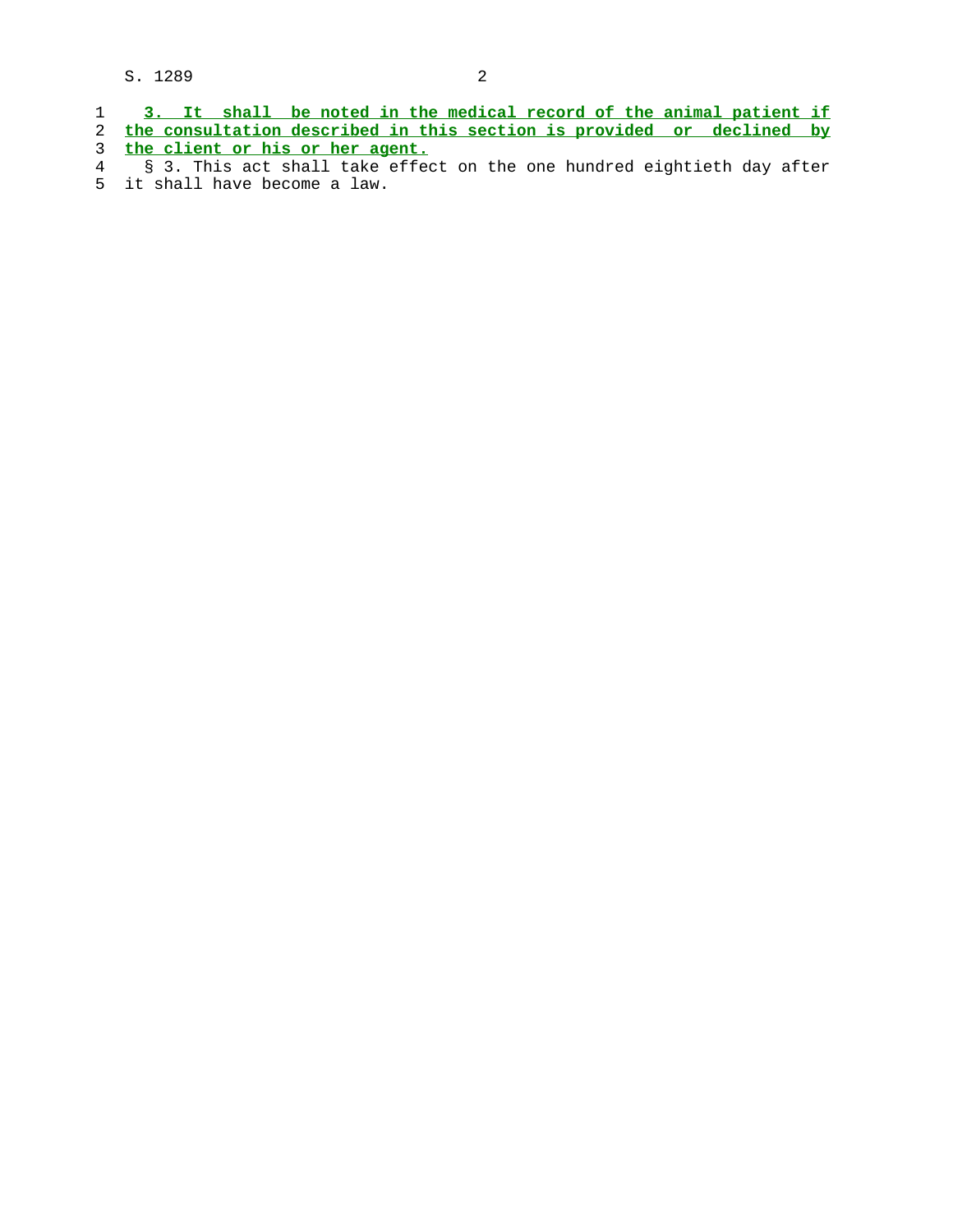3. It shall be noted in the medical record of the animal patient if the consultation described in this section is provided or declined by the client or his or her agent.

§ 3. This act shall take effect on the one hundred eightieth day after it shall have become a law.